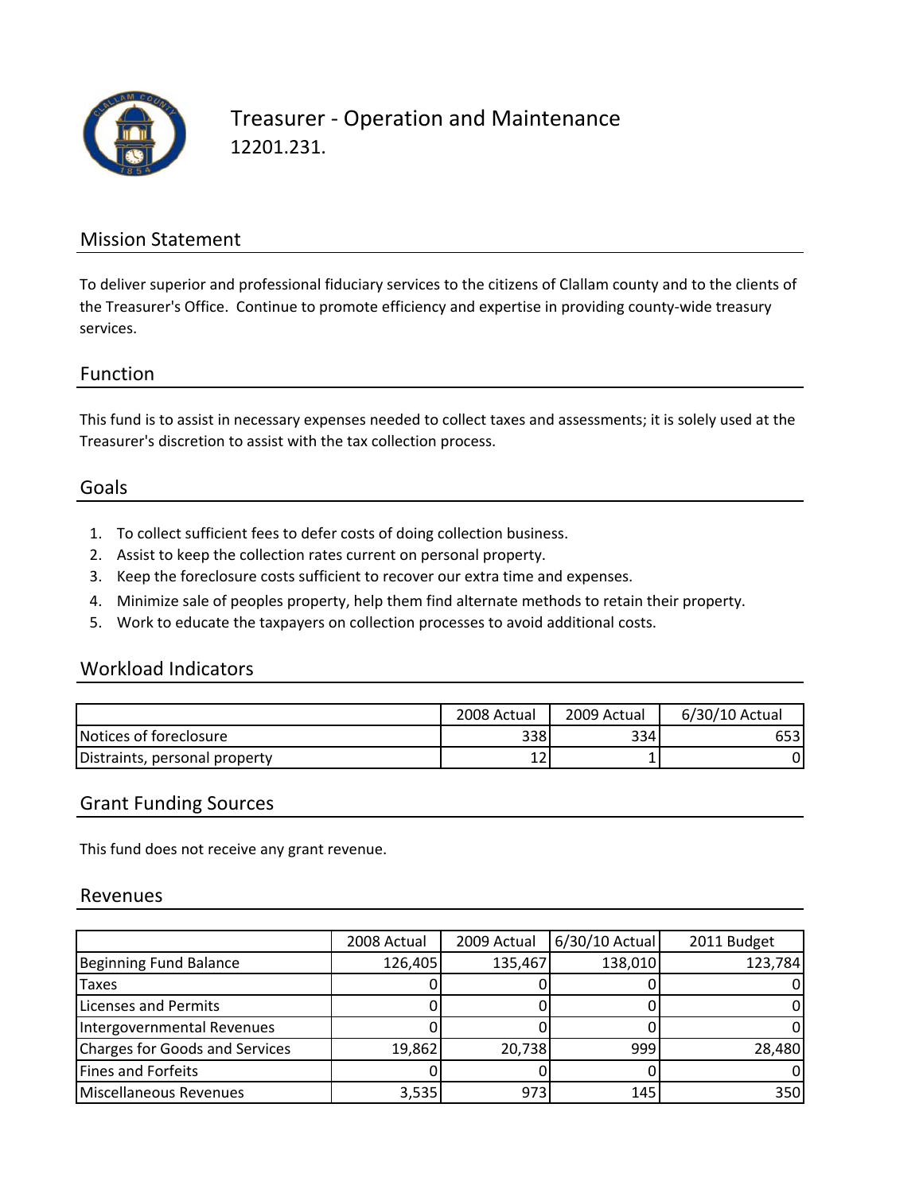# Treasurer - Operation and Maintenance

12201.231.

## Mission Statement

To deliver superior and professional fiduciary services to the citizens of Clallam county and to the clients of the Treasurer's Office. Continue to promote efficiency and expertise in providing county-wide treasury services.

## Function

This fund is to assist in necessary expenses needed to collect taxes and assessments; it is solely used at the Treasurer's discretion to assist with the tax collection process.

## Goals

1. To collect sufficient fees to defer costs of doing collection business.
2. Assist to keep the collection rates current on personal property.
3. Keep the foreclosure costs sufficient to recover our extra time and expenses.
4. Minimize sale of peoples property, help them find alternate methods to retain their property.
5. Work to educate the taxpayers on collection processes to avoid additional costs.

## Workload Indicators

| | 2008 Actual | 2009 Actual | 6/30/10 Actual |
|---|---|---|---|
| Notices of foreclosure | 338 | 334 | 653 |
| Distraints, personal property | 12 | 1 | 0 |

## Grant Funding Sources

This fund does not receive any grant revenue.

## Revenues

| | 2008 Actual | 2009 Actual | 6/30/10 Actual | 2011 Budget |
|---|---|---|---|---|
| Beginning Fund Balance | 126,405 | 135,467 | 138,010 | 123,784 |
| Taxes | 0 | 0 | 0 | 0 |
| Licenses and Permits | 0 | 0 | 0 | 0 |
| Intergovernmental Revenues | 0 | 0 | 0 | 0 |
| Charges for Goods and Services | 19,862 | 20,738 | 999 | 28,480 |
| Fines and Forfeits | 0 | 0 | 0 | 0 |
| Miscellaneous Revenues | 3,535 | 973 | 145 | 350 |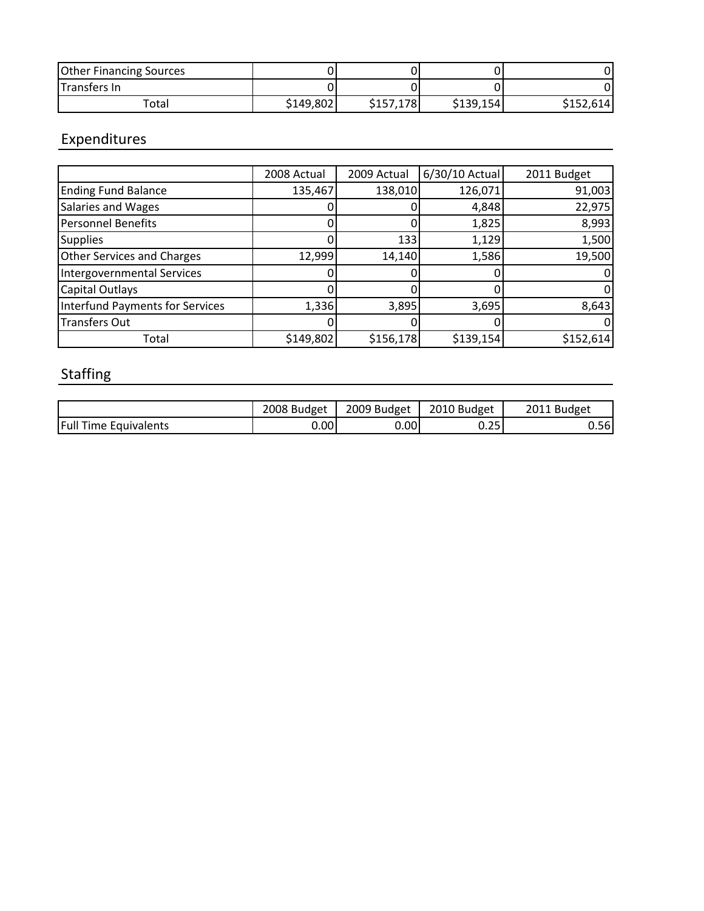| | | | | |
|---|---|---|---|---|
| Other Financing Sources | 0 | 0 | 0 | 0 |
| Transfers In | 0 | 0 | 0 | 0 |
| Total | $149,802 | $157,178 | $139,154 | $152,614 |

## Expenditures

| | 2008 Actual | 2009 Actual | 6/30/10 Actual | 2011 Budget |
|---|---|---|---|---|
| Ending Fund Balance | 135,467 | 138,010 | 126,071 | 91,003 |
| Salaries and Wages | 0 | 0 | 4,848 | 22,975 |
| Personnel Benefits | 0 | 0 | 1,825 | 8,993 |
| Supplies | 0 | 133 | 1,129 | 1,500 |
| Other Services and Charges | 12,999 | 14,140 | 1,586 | 19,500 |
| Intergovernmental Services | 0 | 0 | 0 | 0 |
| Capital Outlays | 0 | 0 | 0 | 0 |
| Interfund Payments for Services | 1,336 | 3,895 | 3,695 | 8,643 |
| Transfers Out | 0 | 0 | 0 | 0 |
| Total | $149,802 | $156,178 | $139,154 | $152,614 |

## Staffing

| | 2008 Budget | 2009 Budget | 2010 Budget | 2011 Budget |
|---|---|---|---|---|
| Full Time Equivalents | 0.00 | 0.00 | 0.25 | 0.56 |